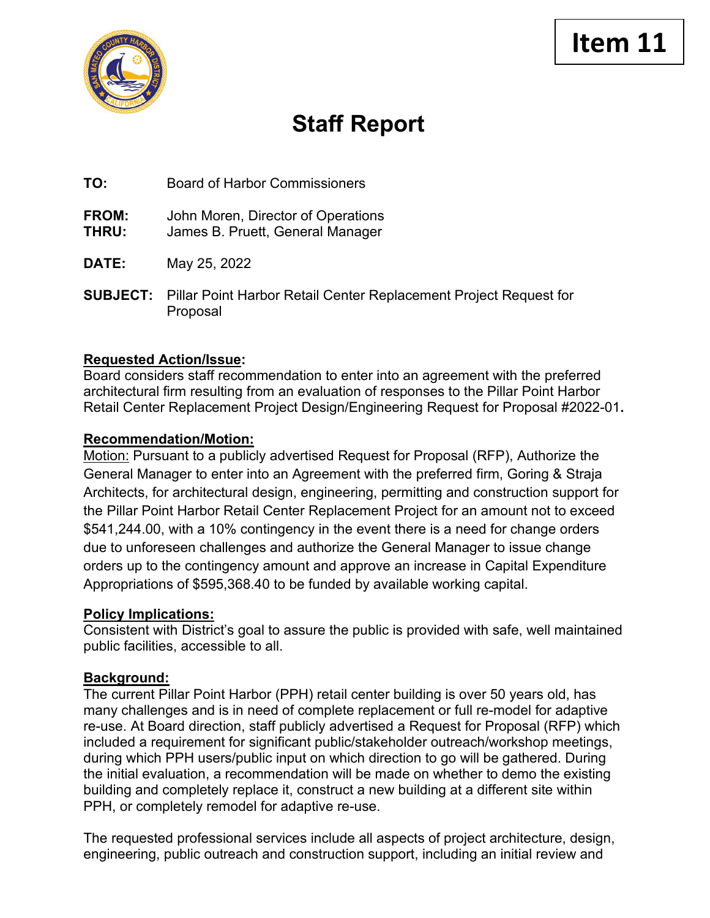**Item 11**

# Staff Report

**TO:** Board of Harbor Commissioners

**FROM:** John Moren, Director of Operations
**THRU:** James B. Pruett, General Manager

**DATE:** May 25, 2022

**SUBJECT:** Pillar Point Harbor Retail Center Replacement Project Request for Proposal

**Requested Action/Issue:**
Board considers staff recommendation to enter into an agreement with the preferred architectural firm resulting from an evaluation of responses to the Pillar Point Harbor Retail Center Replacement Project Design/Engineering Request for Proposal #2022-01.

**Recommendation/Motion:**
Motion: Pursuant to a publicly advertised Request for Proposal (RFP), Authorize the General Manager to enter into an Agreement with the preferred firm, Goring & Straja Architects, for architectural design, engineering, permitting and construction support for the Pillar Point Harbor Retail Center Replacement Project for an amount not to exceed $541,244.00, with a 10% contingency in the event there is a need for change orders due to unforeseen challenges and authorize the General Manager to issue change orders up to the contingency amount and approve an increase in Capital Expenditure Appropriations of $595,368.40 to be funded by available working capital.

**Policy Implications:**
Consistent with District's goal to assure the public is provided with safe, well maintained public facilities, accessible to all.

**Background:**
The current Pillar Point Harbor (PPH) retail center building is over 50 years old, has many challenges and is in need of complete replacement or full re-model for adaptive re-use. At Board direction, staff publicly advertised a Request for Proposal (RFP) which included a requirement for significant public/stakeholder outreach/workshop meetings, during which PPH users/public input on which direction to go will be gathered. During the initial evaluation, a recommendation will be made on whether to demo the existing building and completely replace it, construct a new building at a different site within PPH, or completely remodel for adaptive re-use.

The requested professional services include all aspects of project architecture, design, engineering, public outreach and construction support, including an initial review and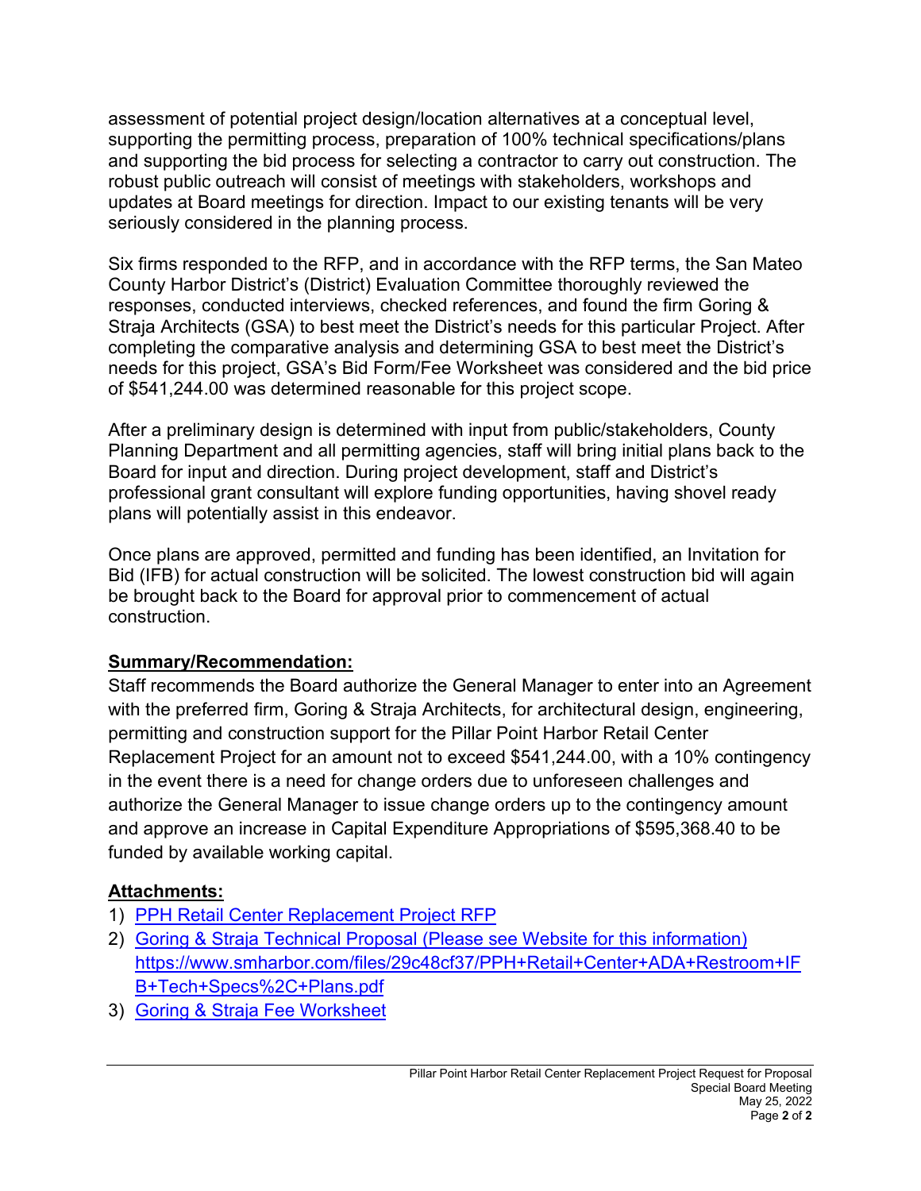assessment of potential project design/location alternatives at a conceptual level, supporting the permitting process, preparation of 100% technical specifications/plans and supporting the bid process for selecting a contractor to carry out construction. The robust public outreach will consist of meetings with stakeholders, workshops and updates at Board meetings for direction. Impact to our existing tenants will be very seriously considered in the planning process.

Six firms responded to the RFP, and in accordance with the RFP terms, the San Mateo County Harbor District's (District) Evaluation Committee thoroughly reviewed the responses, conducted interviews, checked references, and found the firm Goring & Straja Architects (GSA) to best meet the District's needs for this particular Project. After completing the comparative analysis and determining GSA to best meet the District's needs for this project, GSA's Bid Form/Fee Worksheet was considered and the bid price of $541,244.00 was determined reasonable for this project scope.

After a preliminary design is determined with input from public/stakeholders, County Planning Department and all permitting agencies, staff will bring initial plans back to the Board for input and direction. During project development, staff and District's professional grant consultant will explore funding opportunities, having shovel ready plans will potentially assist in this endeavor.

Once plans are approved, permitted and funding has been identified, an Invitation for Bid (IFB) for actual construction will be solicited. The lowest construction bid will again be brought back to the Board for approval prior to commencement of actual construction.

**Summary/Recommendation:**

Staff recommends the Board authorize the General Manager to enter into an Agreement with the preferred firm, Goring & Straja Architects, for architectural design, engineering, permitting and construction support for the Pillar Point Harbor Retail Center Replacement Project for an amount not to exceed $541,244.00, with a 10% contingency in the event there is a need for change orders due to unforeseen challenges and authorize the General Manager to issue change orders up to the contingency amount and approve an increase in Capital Expenditure Appropriations of $595,368.40 to be funded by available working capital.

**Attachments:**

1) PPH Retail Center Replacement Project RFP
2) Goring & Straja Technical Proposal (Please see Website for this information) https://www.smharbor.com/files/29c48cf37/PPH+Retail+Center+ADA+Restroom+IFB+Tech+Specs%2C+Plans.pdf
3) Goring & Straja Fee Worksheet